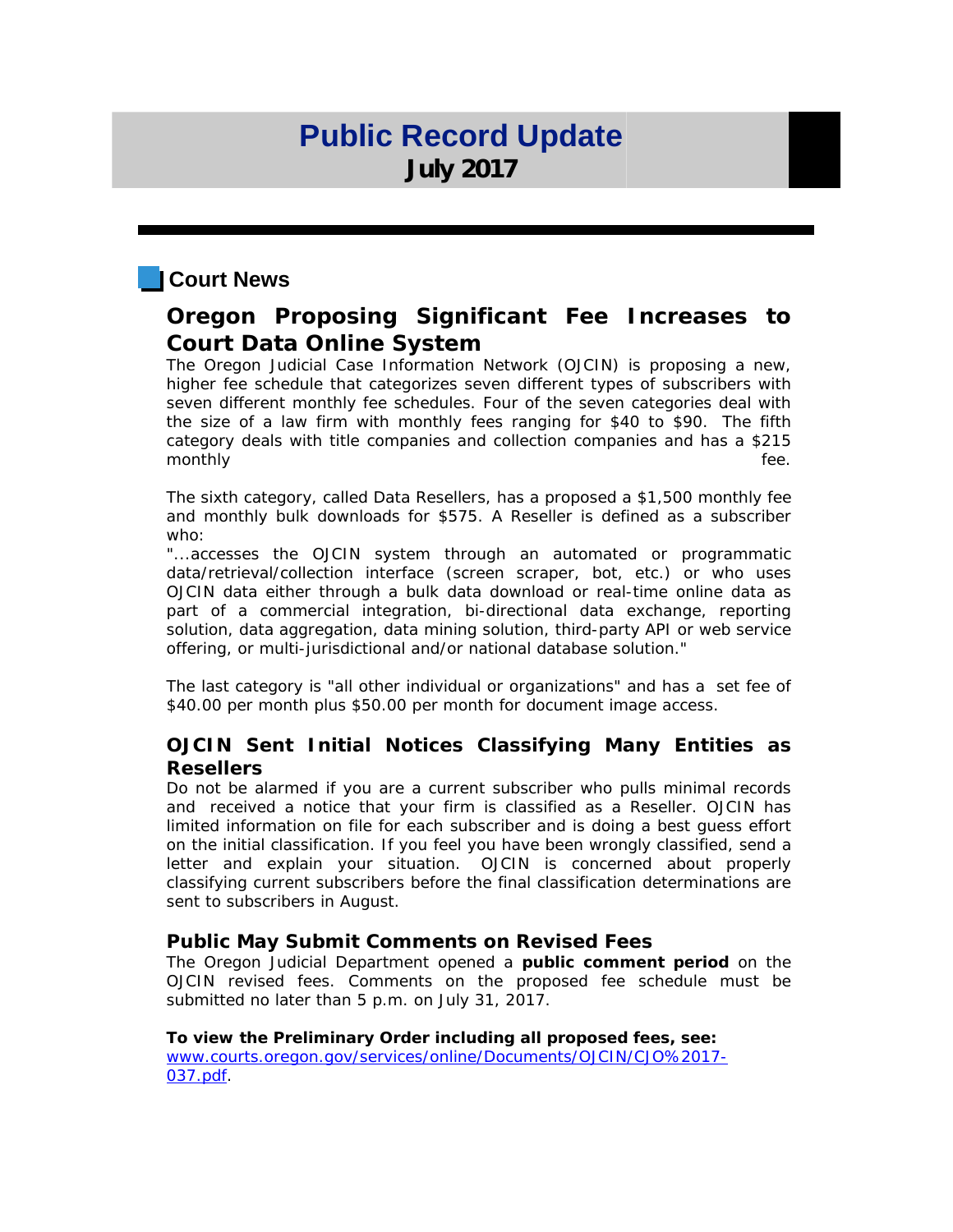# Public Record Update
**July 2017**

## Court News

### Oregon Proposing Significant Fee Increases to Court Data Online System

The Oregon Judicial Case Information Network (OJCIN) is proposing a new, higher fee schedule that categorizes seven different types of subscribers with seven different monthly fee schedules. Four of the seven categories deal with the size of a law firm with monthly fees ranging for $40 to $90. The fifth category deals with title companies and collection companies and has a $215 monthly fee.

The sixth category, called Data Resellers, has a proposed a $1,500 monthly fee and monthly bulk downloads for $575. A Reseller is defined as a subscriber who:

"...accesses the OJCIN system through an automated or programmatic data/retrieval/collection interface (screen scraper, bot, etc.) or who uses OJCIN data either through a bulk data download or real-time online data as part of a commercial integration, bi-directional data exchange, reporting solution, data aggregation, data mining solution, third-party API or web service offering, or multi-jurisdictional and/or national database solution."

The last category is "all other individual or organizations" and has a set fee of $40.00 per month plus $50.00 per month for document image access.

#### OJCIN Sent Initial Notices Classifying Many Entities as Resellers

Do not be alarmed if you are a current subscriber who pulls minimal records and received a notice that your firm is classified as a Reseller. OJCIN has limited information on file for each subscriber and is doing a best guess effort on the initial classification. If you feel you have been wrongly classified, send a letter and explain your situation. OJCIN is concerned about properly classifying current subscribers before the final classification determinations are sent to subscribers in August.

#### Public May Submit Comments on Revised Fees

The Oregon Judicial Department opened a **public comment period** on the OJCIN revised fees. Comments on the proposed fee schedule must be submitted no later than 5 p.m. on July 31, 2017.

**To view the Preliminary Order including all proposed fees, see:**
[www.courts.oregon.gov/services/online/Documents/OJCIN/CJO%2017-037.pdf](www.courts.oregon.gov/services/online/Documents/OJCIN/CJO%2017-037.pdf).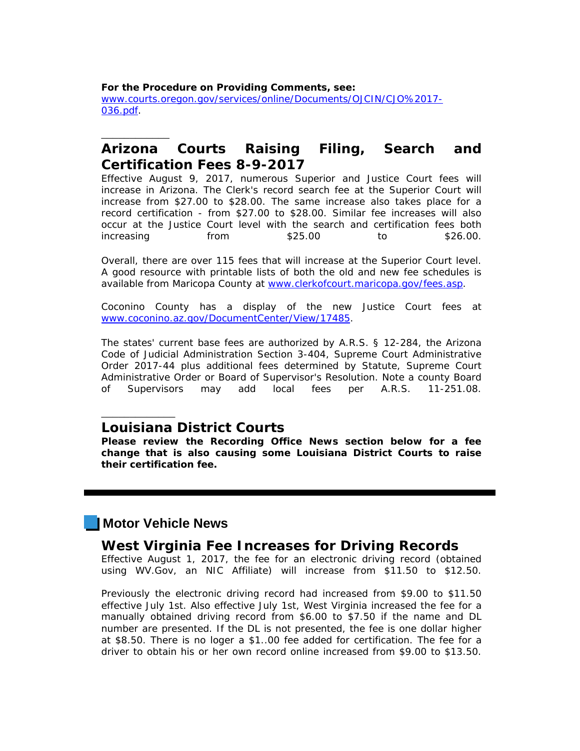**For the Procedure on Providing Comments, see:**
www.courts.oregon.gov/services/online/Documents/OJCIN/CJO%2017-036.pdf.

---

## Arizona Courts Raising Filing, Search and Certification Fees 8-9-2017

Effective August 9, 2017, numerous Superior and Justice Court fees will increase in Arizona. The Clerk's record search fee at the Superior Court will increase from $27.00 to $28.00. The same increase also takes place for a record certification - from $27.00 to $28.00. Similar fee increases will also occur at the Justice Court level with the search and certification fees both increasing from $25.00 to $26.00.

Overall, there are over 115 fees that will increase at the Superior Court level. A good resource with printable lists of both the old and new fee schedules is available from Maricopa County at www.clerkofcourt.maricopa.gov/fees.asp.

Coconino County has a display of the new Justice Court fees at www.coconino.az.gov/DocumentCenter/View/17485.

The states' current base fees are authorized by A.R.S. § 12-284, the Arizona Code of Judicial Administration Section 3-404, Supreme Court Administrative Order 2017-44 plus additional fees determined by Statute, Supreme Court Administrative Order or Board of Supervisor's Resolution. Note a county Board of Supervisors may add local fees per A.R.S. 11-251.08.

---

## Louisiana District Courts

**Please review the Recording Office News section below for a fee change that is also causing some Louisiana District Courts to raise their certification fee.**

---

# Motor Vehicle News

## West Virginia Fee Increases for Driving Records

Effective August 1, 2017, the fee for an electronic driving record (obtained using WV.Gov, an NIC Affiliate) will increase from $11.50 to $12.50.

Previously the electronic driving record had increased from $9.00 to $11.50 effective July 1st. Also effective July 1st, West Virginia increased the fee for a manually obtained driving record from $6.00 to $7.50 if the name and DL number are presented. If the DL is not presented, the fee is one dollar higher at $8.50. There is no loger a $1..00 fee added for certification. The fee for a driver to obtain his or her own record online increased from $9.00 to $13.50.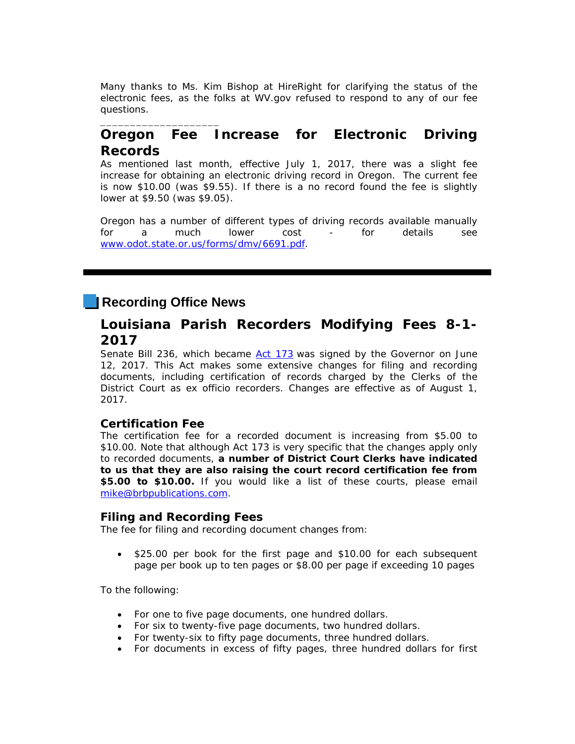Many thanks to Ms. Kim Bishop at HireRight for clarifying the status of the electronic fees, as the folks at WV.gov refused to respond to any of our fee questions.

___________________

## Oregon Fee Increase for Electronic Driving Records

As mentioned last month, effective July 1, 2017, there was a slight fee increase for obtaining an electronic driving record in Oregon. The current fee is now $10.00 (was $9.55). If there is a no record found the fee is slightly lower at $9.50 (was $9.05).

Oregon has a number of different types of driving records available manually for a much lower cost - for details see [www.odot.state.or.us/forms/dmv/6691.pdf](www.odot.state.or.us/forms/dmv/6691.pdf).

---

# Recording Office News

## Louisiana Parish Recorders Modifying Fees 8-1-2017

Senate Bill 236, which became [Act 173](Act 173) was signed by the Governor on June 12, 2017. This Act makes some extensive changes for filing and recording documents, including certification of records charged by the Clerks of the District Court as ex officio recorders. Changes are effective as of August 1, 2017.

### Certification Fee

The certification fee for a recorded document is increasing from $5.00 to $10.00. Note that although Act 173 is very specific that the changes apply only to recorded documents, **a number of District Court Clerks have indicated to us that they are also raising the court record certification fee from $5.00 to $10.00.** If you would like a list of these courts, please email [mike@brbpublications.com](mailto:mike@brbpublications.com).

### Filing and Recording Fees

The fee for filing and recording document changes from:

- $25.00 per book for the first page and $10.00 for each subsequent page per book up to ten pages or $8.00 per page if exceeding 10 pages

To the following:

- For one to five page documents, one hundred dollars.
- For six to twenty-five page documents, two hundred dollars.
- For twenty-six to fifty page documents, three hundred dollars.
- For documents in excess of fifty pages, three hundred dollars for first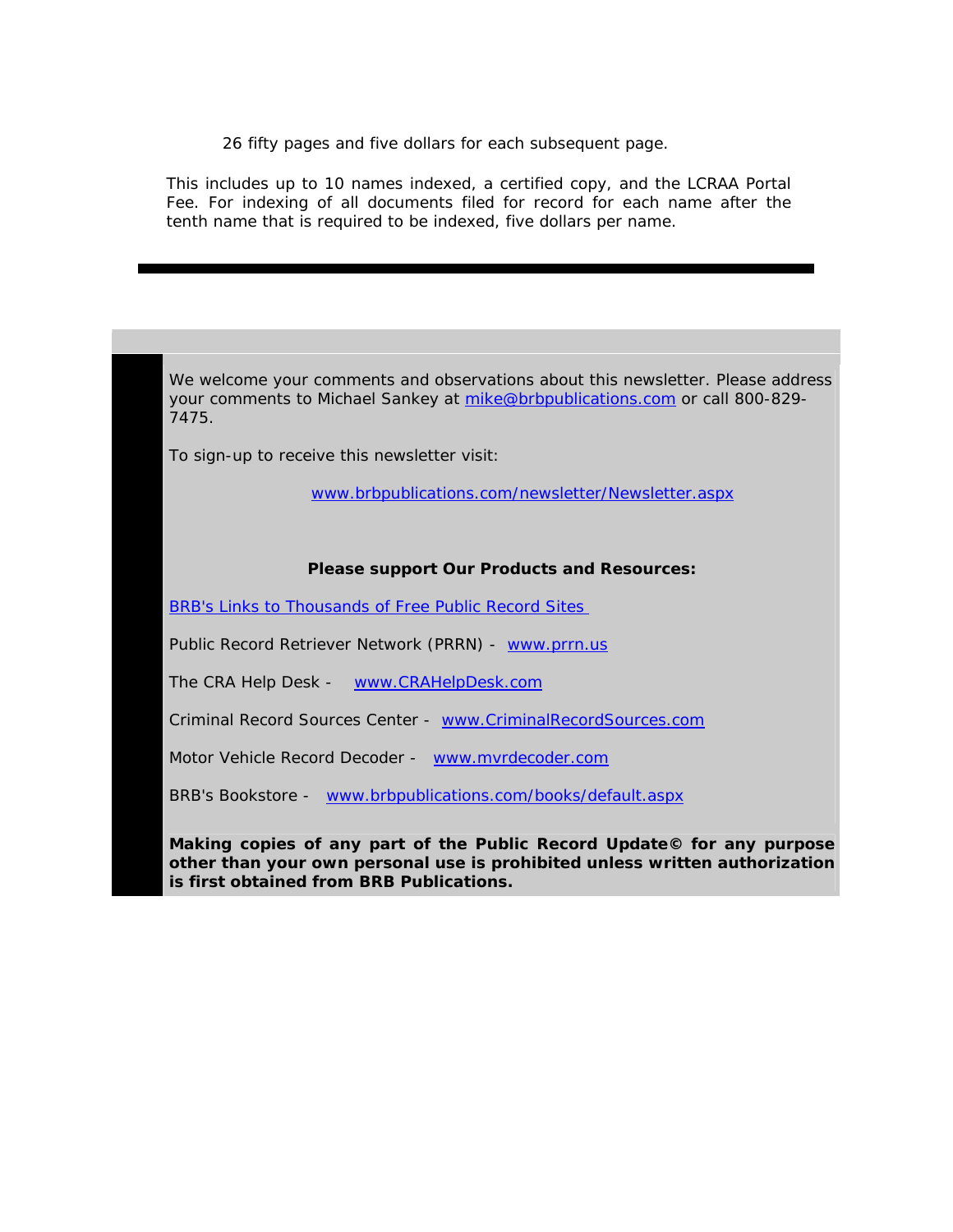26 fifty pages and five dollars for each subsequent page.

This includes up to 10 names indexed, a certified copy, and the LCRAA Portal Fee. For indexing of all documents filed for record for each name after the tenth name that is required to be indexed, five dollars per name.

---

We welcome your comments and observations about this newsletter. Please address your comments to Michael Sankey at mike@brbpublications.com or call 800-829-7475.

To sign-up to receive this newsletter visit:

www.brbpublications.com/newsletter/Newsletter.aspx

**Please support Our Products and Resources:**

BRB's Links to Thousands of Free Public Record Sites

Public Record Retriever Network (PRRN) - www.prrn.us

The CRA Help Desk - www.CRAHelpDesk.com

Criminal Record Sources Center - www.CriminalRecordSources.com

Motor Vehicle Record Decoder - www.mvrdecoder.com

BRB's Bookstore - www.brbpublications.com/books/default.aspx

**Making copies of any part of the Public Record Update© for any purpose other than your own personal use is prohibited unless written authorization is first obtained from BRB Publications.**